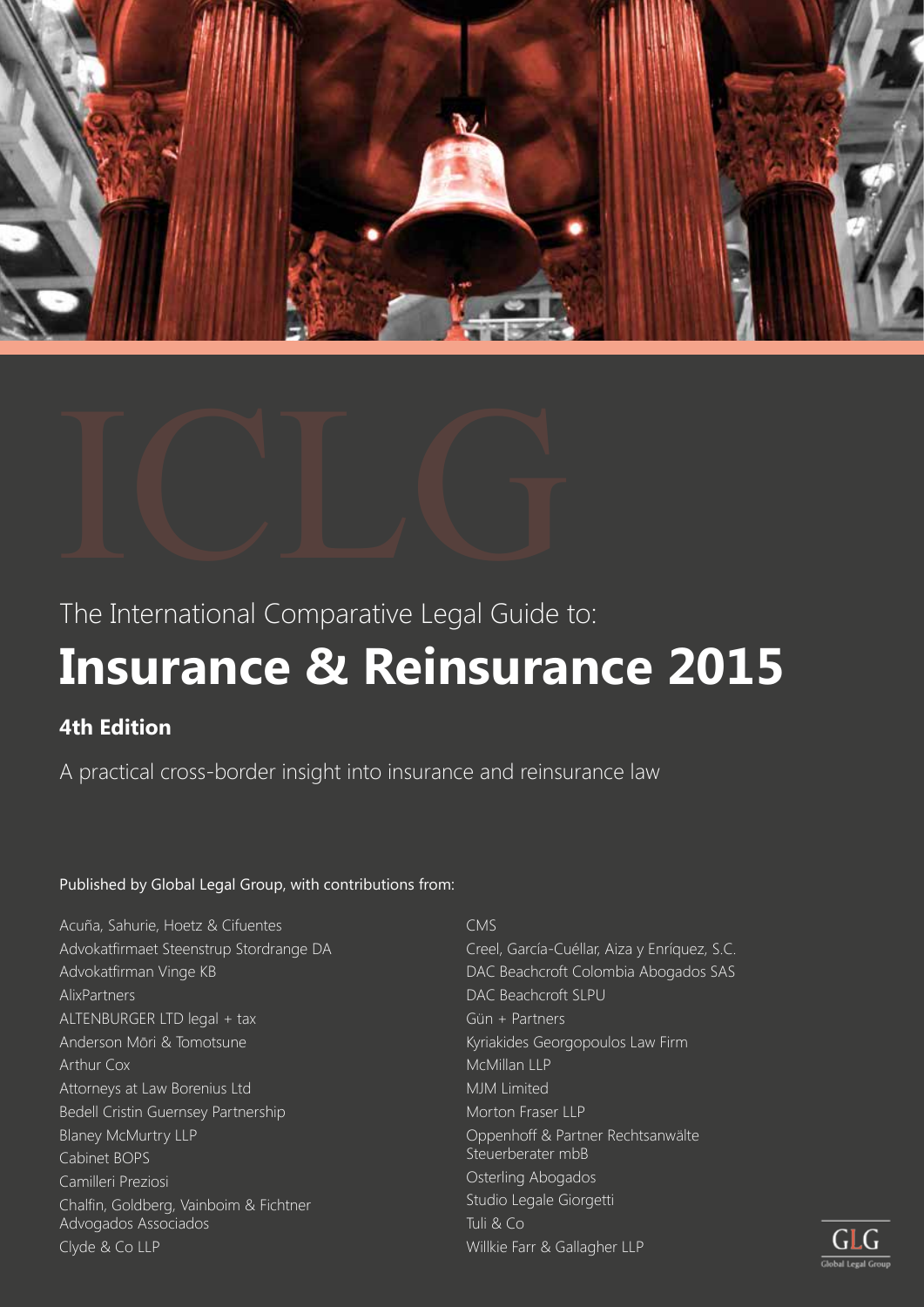ICLG

The International Comparative Legal Guide to:

# Insurance & Reinsurance 2015

**4th Edition**

A practical cross-border insight into insurance and reinsurance law

Published by Global Legal Group, with contributions from:

Acuña, Sahurie, Hoetz & Cifuentes
Advokatfirmaet Steenstrup Stordrange DA
Advokatfirman Vinge KB
AlixPartners
ALTENBURGER LTD legal + tax
Anderson Mōri & Tomotsune
Arthur Cox
Attorneys at Law Borenius Ltd
Bedell Cristin Guernsey Partnership
Blaney McMurtry LLP
Cabinet BOPS
Camilleri Preziosi
Chalfin, Goldberg, Vainboim & Fichtner Advogados Associados
Clyde & Co LLP
CMS
Creel, García-Cuéllar, Aiza y Enríquez, S.C.
DAC Beachcroft Colombia Abogados SAS
DAC Beachcroft SLPU
Gün + Partners
Kyriakides Georgopoulos Law Firm
McMillan LLP
MJM Limited
Morton Fraser LLP
Oppenhoff & Partner Rechtsanwälte Steuerberater mbB
Osterling Abogados
Studio Legale Giorgetti
Tuli & Co
Willkie Farr & Gallagher LLP

GLG
Global Legal Group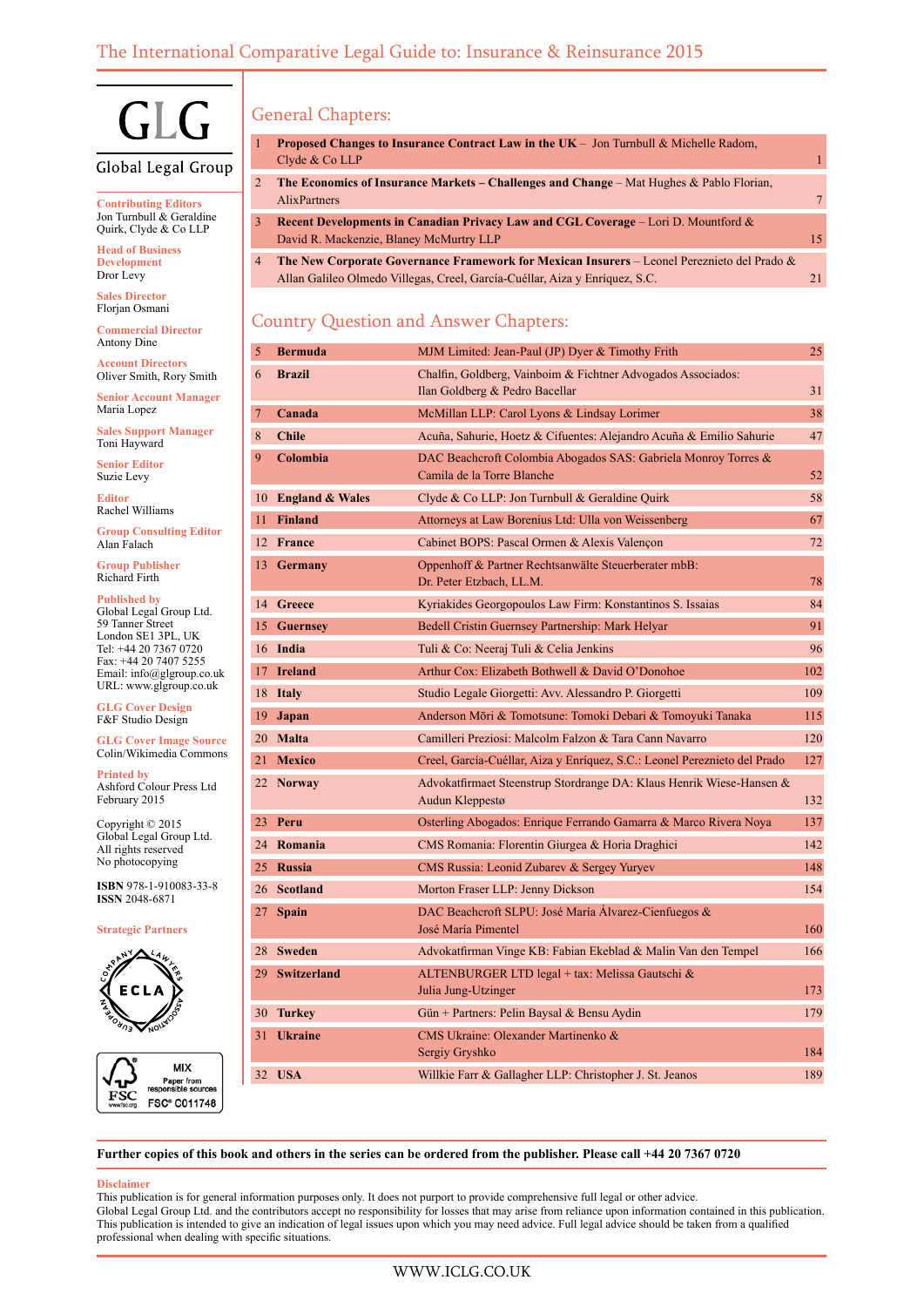# The International Comparative Legal Guide to: Insurance & Reinsurance 2015

GLG

Global Legal Group

**Contributing Editors**
Jon Turnbull & Geraldine Quirk, Clyde & Co LLP

**Head of Business Development**
Dror Levy

**Sales Director**
Florjan Osmani

**Commercial Director**
Antony Dine

**Account Directors**
Oliver Smith, Rory Smith

**Senior Account Manager**
Maria Lopez

**Sales Support Manager**
Toni Hayward

**Senior Editor**
Suzie Levy

**Editor**
Rachel Williams

**Group Consulting Editor**
Alan Falach

**Group Publisher**
Richard Firth

**Published by**
Global Legal Group Ltd.
59 Tanner Street
London SE1 3PL, UK
Tel: +44 20 7367 0720
Fax: +44 20 7407 5255
Email: info@glgroup.co.uk
URL: www.glgroup.co.uk

**GLG Cover Design**
F&F Studio Design

**GLG Cover Image Source**
Colin/Wikimedia Commons

**Printed by**
Ashford Colour Press Ltd
February 2015

Copyright © 2015
Global Legal Group Ltd.
All rights reserved
No photocopying

**ISBN** 978-1-910083-33-8
**ISSN** 2048-6871

**Strategic Partners**

## General Chapters:

| | | |
|---|---|---|
| 1 | **Proposed Changes to Insurance Contract Law in the UK** – Jon Turnbull & Michelle Radom, Clyde & Co LLP | 1 |
| 2 | **The Economics of Insurance Markets – Challenges and Change** – Mat Hughes & Pablo Florian, AlixPartners | 7 |
| 3 | **Recent Developments in Canadian Privacy Law and CGL Coverage** – Lori D. Mountford & David R. Mackenzie, Blaney McMurtry LLP | 15 |
| 4 | **The New Corporate Governance Framework for Mexican Insurers** – Leonel Pereznieto del Prado & Allan Galileo Olmedo Villegas, Creel, García-Cuéllar, Aiza y Enríquez, S.C. | 21 |

## Country Question and Answer Chapters:

| | | | |
|---|---|---|---|
| 5 | **Bermuda** | MJM Limited: Jean-Paul (JP) Dyer & Timothy Frith | 25 |
| 6 | **Brazil** | Chalfin, Goldberg, Vainboim & Fichtner Advogados Associados: Ilan Goldberg & Pedro Bacellar | 31 |
| 7 | **Canada** | McMillan LLP: Carol Lyons & Lindsay Lorimer | 38 |
| 8 | **Chile** | Acuña, Sahurie, Hoetz & Cifuentes: Alejandro Acuña & Emilio Sahurie | 47 |
| 9 | **Colombia** | DAC Beachcroft Colombia Abogados SAS: Gabriela Monroy Torres & Camila de la Torre Blanche | 52 |
| 10 | **England & Wales** | Clyde & Co LLP: Jon Turnbull & Geraldine Quirk | 58 |
| 11 | **Finland** | Attorneys at Law Borenius Ltd: Ulla von Weissenberg | 67 |
| 12 | **France** | Cabinet BOPS: Pascal Ormen & Alexis Valençon | 72 |
| 13 | **Germany** | Oppenhoff & Partner Rechtsanwälte Steuerberater mbB: Dr. Peter Etzbach, LL.M. | 78 |
| 14 | **Greece** | Kyriakides Georgopoulos Law Firm: Konstantinos S. Issaias | 84 |
| 15 | **Guernsey** | Bedell Cristin Guernsey Partnership: Mark Helyar | 91 |
| 16 | **India** | Tuli & Co: Neeraj Tuli & Celia Jenkins | 96 |
| 17 | **Ireland** | Arthur Cox: Elizabeth Bothwell & David O'Donohoe | 102 |
| 18 | **Italy** | Studio Legale Giorgetti: Avv. Alessandro P. Giorgetti | 109 |
| 19 | **Japan** | Anderson Mōri & Tomotsune: Tomoki Debari & Tomoyuki Tanaka | 115 |
| 20 | **Malta** | Camilleri Preziosi: Malcolm Falzon & Tara Cann Navarro | 120 |
| 21 | **Mexico** | Creel, García-Cuéllar, Aiza y Enríquez, S.C.: Leonel Pereznieto del Prado | 127 |
| 22 | **Norway** | Advokatfirmaet Steenstrup Stordrange DA: Klaus Henrik Wiese-Hansen & Audun Kleppestø | 132 |
| 23 | **Peru** | Osterling Abogados: Enrique Ferrando Gamarra & Marco Rivera Noya | 137 |
| 24 | **Romania** | CMS Romania: Florentin Giurgea & Horia Draghici | 142 |
| 25 | **Russia** | CMS Russia: Leonid Zubarev & Sergey Yuryev | 148 |
| 26 | **Scotland** | Morton Fraser LLP: Jenny Dickson | 154 |
| 27 | **Spain** | DAC Beachcroft SLPU: José María Álvarez-Cienfuegos & José María Pimentel | 160 |
| 28 | **Sweden** | Advokatfirman Vinge KB: Fabian Ekeblad & Malin Van den Tempel | 166 |
| 29 | **Switzerland** | ALTENBURGER LTD legal + tax: Melissa Gautschi & Julia Jung-Utzinger | 173 |
| 30 | **Turkey** | Gün + Partners: Pelin Baysal & Bensu Aydin | 179 |
| 31 | **Ukraine** | CMS Ukraine: Olexander Martinenko & Sergiy Gryshko | 184 |
| 32 | **USA** | Willkie Farr & Gallagher LLP: Christopher J. St. Jeanos | 189 |

**Further copies of this book and others in the series can be ordered from the publisher. Please call +44 20 7367 0720**

**Disclaimer**

This publication is for general information purposes only. It does not purport to provide comprehensive full legal or other advice.
Global Legal Group Ltd. and the contributors accept no responsibility for losses that may arise from reliance upon information contained in this publication.
This publication is intended to give an indication of legal issues upon which you may need advice. Full legal advice should be taken from a qualified professional when dealing with specific situations.

WWW.ICLG.CO.UK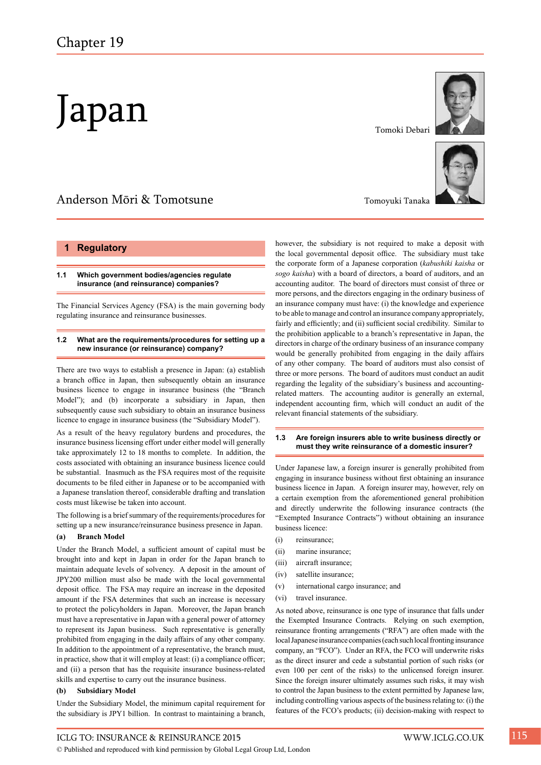# Chapter 19

# Japan

Tomoki Debari

Tomoyuki Tanaka

Anderson Mōri & Tomotsune

## 1 Regulatory

### 1.1 Which government bodies/agencies regulate insurance (and reinsurance) companies?

The Financial Services Agency (FSA) is the main governing body regulating insurance and reinsurance businesses.

### 1.2 What are the requirements/procedures for setting up a new insurance (or reinsurance) company?

There are two ways to establish a presence in Japan: (a) establish a branch office in Japan, then subsequently obtain an insurance business licence to engage in insurance business (the "Branch Model"); and (b) incorporate a subsidiary in Japan, then subsequently cause such subsidiary to obtain an insurance business licence to engage in insurance business (the "Subsidiary Model").

As a result of the heavy regulatory burdens and procedures, the insurance business licensing effort under either model will generally take approximately 12 to 18 months to complete. In addition, the costs associated with obtaining an insurance business licence could be substantial. Inasmuch as the FSA requires most of the requisite documents to be filed either in Japanese or to be accompanied with a Japanese translation thereof, considerable drafting and translation costs must likewise be taken into account.

The following is a brief summary of the requirements/procedures for setting up a new insurance/reinsurance business presence in Japan.

**(a) Branch Model**

Under the Branch Model, a sufficient amount of capital must be brought into and kept in Japan in order for the Japan branch to maintain adequate levels of solvency. A deposit in the amount of JPY200 million must also be made with the local governmental deposit office. The FSA may require an increase in the deposited amount if the FSA determines that such an increase is necessary to protect the policyholders in Japan. Moreover, the Japan branch must have a representative in Japan with a general power of attorney to represent its Japan business. Such representative is generally prohibited from engaging in the daily affairs of any other company. In addition to the appointment of a representative, the branch must, in practice, show that it will employ at least: (i) a compliance officer; and (ii) a person that has the requisite insurance business-related skills and expertise to carry out the insurance business.

**(b) Subsidiary Model**

Under the Subsidiary Model, the minimum capital requirement for the subsidiary is JPY1 billion. In contrast to maintaining a branch, however, the subsidiary is not required to make a deposit with the local governmental deposit office. The subsidiary must take the corporate form of a Japanese corporation (*kabushiki kaisha* or *sogo kaisha*) with a board of directors, a board of auditors, and an accounting auditor. The board of directors must consist of three or more persons, and the directors engaging in the ordinary business of an insurance company must have: (i) the knowledge and experience to be able to manage and control an insurance company appropriately, fairly and efficiently; and (ii) sufficient social credibility. Similar to the prohibition applicable to a branch's representative in Japan, the directors in charge of the ordinary business of an insurance company would be generally prohibited from engaging in the daily affairs of any other company. The board of auditors must also consist of three or more persons. The board of auditors must conduct an audit regarding the legality of the subsidiary's business and accounting-related matters. The accounting auditor is generally an external, independent accounting firm, which will conduct an audit of the relevant financial statements of the subsidiary.

### 1.3 Are foreign insurers able to write business directly or must they write reinsurance of a domestic insurer?

Under Japanese law, a foreign insurer is generally prohibited from engaging in insurance business without first obtaining an insurance business licence in Japan. A foreign insurer may, however, rely on a certain exemption from the aforementioned general prohibition and directly underwrite the following insurance contracts (the "Exempted Insurance Contracts") without obtaining an insurance business licence:

(i) reinsurance;

(ii) marine insurance;

(iii) aircraft insurance;

(iv) satellite insurance;

(v) international cargo insurance; and

(vi) travel insurance.

As noted above, reinsurance is one type of insurance that falls under the Exempted Insurance Contracts. Relying on such exemption, reinsurance fronting arrangements ("RFA") are often made with the local Japanese insurance companies (each such local fronting insurance company, an "FCO"). Under an RFA, the FCO will underwrite risks as the direct insurer and cede a substantial portion of such risks (or even 100 per cent of the risks) to the unlicensed foreign insurer. Since the foreign insurer ultimately assumes such risks, it may wish to control the Japan business to the extent permitted by Japanese law, including controlling various aspects of the business relating to: (i) the features of the FCO's products; (ii) decision-making with respect to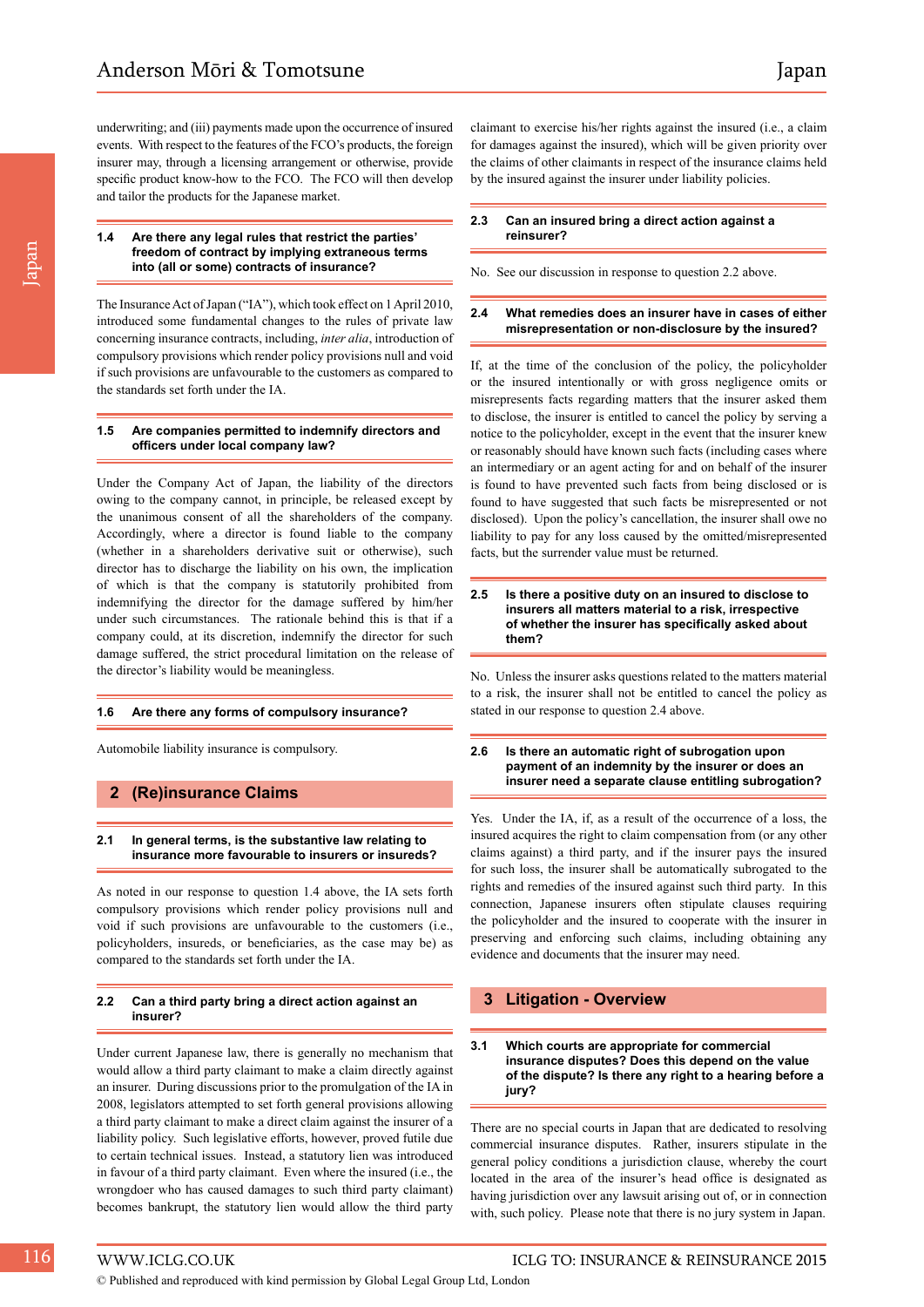underwriting; and (iii) payments made upon the occurrence of insured events. With respect to the features of the FCO's products, the foreign insurer may, through a licensing arrangement or otherwise, provide specific product know-how to the FCO. The FCO will then develop and tailor the products for the Japanese market.

### 1.4 Are there any legal rules that restrict the parties' freedom of contract by implying extraneous terms into (all or some) contracts of insurance?

The Insurance Act of Japan ("IA"), which took effect on 1 April 2010, introduced some fundamental changes to the rules of private law concerning insurance contracts, including, *inter alia*, introduction of compulsory provisions which render policy provisions null and void if such provisions are unfavourable to the customers as compared to the standards set forth under the IA.

### 1.5 Are companies permitted to indemnify directors and officers under local company law?

Under the Company Act of Japan, the liability of the directors owing to the company cannot, in principle, be released except by the unanimous consent of all the shareholders of the company. Accordingly, where a director is found liable to the company (whether in a shareholders derivative suit or otherwise), such director has to discharge the liability on his own, the implication of which is that the company is statutorily prohibited from indemnifying the director for the damage suffered by him/her under such circumstances. The rationale behind this is that if a company could, at its discretion, indemnify the director for such damage suffered, the strict procedural limitation on the release of the director's liability would be meaningless.

### 1.6 Are there any forms of compulsory insurance?

Automobile liability insurance is compulsory.

## 2 (Re)insurance Claims

### 2.1 In general terms, is the substantive law relating to insurance more favourable to insurers or insureds?

As noted in our response to question 1.4 above, the IA sets forth compulsory provisions which render policy provisions null and void if such provisions are unfavourable to the customers (i.e., policyholders, insureds, or beneficiaries, as the case may be) as compared to the standards set forth under the IA.

### 2.2 Can a third party bring a direct action against an insurer?

Under current Japanese law, there is generally no mechanism that would allow a third party claimant to make a claim directly against an insurer. During discussions prior to the promulgation of the IA in 2008, legislators attempted to set forth general provisions allowing a third party claimant to make a direct claim against the insurer of a liability policy. Such legislative efforts, however, proved futile due to certain technical issues. Instead, a statutory lien was introduced in favour of a third party claimant. Even where the insured (i.e., the wrongdoer who has caused damages to such third party claimant) becomes bankrupt, the statutory lien would allow the third party claimant to exercise his/her rights against the insured (i.e., a claim for damages against the insured), which will be given priority over the claims of other claimants in respect of the insurance claims held by the insured against the insurer under liability policies.

### 2.3 Can an insured bring a direct action against a reinsurer?

No. See our discussion in response to question 2.2 above.

### 2.4 What remedies does an insurer have in cases of either misrepresentation or non-disclosure by the insured?

If, at the time of the conclusion of the policy, the policyholder or the insured intentionally or with gross negligence omits or misrepresents facts regarding matters that the insurer asked them to disclose, the insurer is entitled to cancel the policy by serving a notice to the policyholder, except in the event that the insurer knew or reasonably should have known such facts (including cases where an intermediary or an agent acting for and on behalf of the insurer is found to have prevented such facts from being disclosed or is found to have suggested that such facts be misrepresented or not disclosed). Upon the policy's cancellation, the insurer shall owe no liability to pay for any loss caused by the omitted/misrepresented facts, but the surrender value must be returned.

### 2.5 Is there a positive duty on an insured to disclose to insurers all matters material to a risk, irrespective of whether the insurer has specifically asked about them?

No. Unless the insurer asks questions related to the matters material to a risk, the insurer shall not be entitled to cancel the policy as stated in our response to question 2.4 above.

### 2.6 Is there an automatic right of subrogation upon payment of an indemnity by the insurer or does an insurer need a separate clause entitling subrogation?

Yes. Under the IA, if, as a result of the occurrence of a loss, the insured acquires the right to claim compensation from (or any other claims against) a third party, and if the insurer pays the insured for such loss, the insurer shall be automatically subrogated to the rights and remedies of the insured against such third party. In this connection, Japanese insurers often stipulate clauses requiring the policyholder and the insured to cooperate with the insurer in preserving and enforcing such claims, including obtaining any evidence and documents that the insurer may need.

## 3 Litigation - Overview

### 3.1 Which courts are appropriate for commercial insurance disputes? Does this depend on the value of the dispute? Is there any right to a hearing before a jury?

There are no special courts in Japan that are dedicated to resolving commercial insurance disputes. Rather, insurers stipulate in the general policy conditions a jurisdiction clause, whereby the court located in the area of the insurer's head office is designated as having jurisdiction over any lawsuit arising out of, or in connection with, such policy. Please note that there is no jury system in Japan.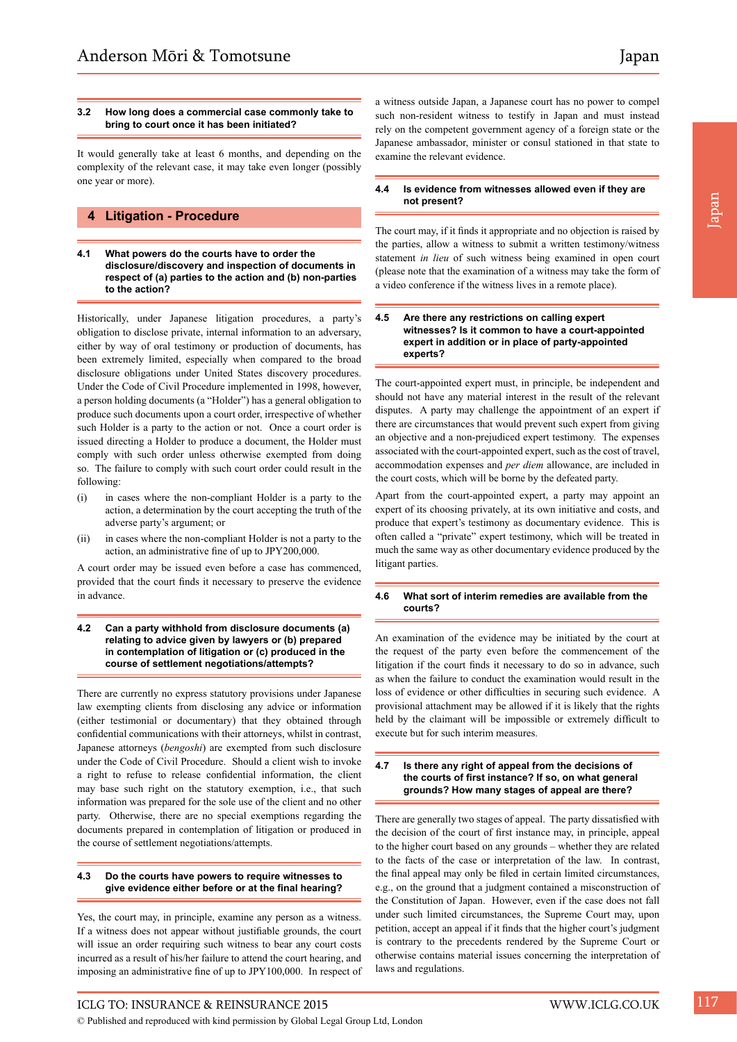### 3.2 How long does a commercial case commonly take to bring to court once it has been initiated?

It would generally take at least 6 months, and depending on the complexity of the relevant case, it may take even longer (possibly one year or more).

## 4 Litigation - Procedure

### 4.1 What powers do the courts have to order the disclosure/discovery and inspection of documents in respect of (a) parties to the action and (b) non-parties to the action?

Historically, under Japanese litigation procedures, a party's obligation to disclose private, internal information to an adversary, either by way of oral testimony or production of documents, has been extremely limited, especially when compared to the broad disclosure obligations under United States discovery procedures. Under the Code of Civil Procedure implemented in 1998, however, a person holding documents (a "Holder") has a general obligation to produce such documents upon a court order, irrespective of whether such Holder is a party to the action or not. Once a court order is issued directing a Holder to produce a document, the Holder must comply with such order unless otherwise exempted from doing so. The failure to comply with such court order could result in the following:

(i) in cases where the non-compliant Holder is a party to the action, a determination by the court accepting the truth of the adverse party's argument; or

(ii) in cases where the non-compliant Holder is not a party to the action, an administrative fine of up to JPY200,000.

A court order may be issued even before a case has commenced, provided that the court finds it necessary to preserve the evidence in advance.

### 4.2 Can a party withhold from disclosure documents (a) relating to advice given by lawyers or (b) prepared in contemplation of litigation or (c) produced in the course of settlement negotiations/attempts?

There are currently no express statutory provisions under Japanese law exempting clients from disclosing any advice or information (either testimonial or documentary) that they obtained through confidential communications with their attorneys, whilst in contrast, Japanese attorneys (*bengoshi*) are exempted from such disclosure under the Code of Civil Procedure. Should a client wish to invoke a right to refuse to release confidential information, the client may base such right on the statutory exemption, i.e., that such information was prepared for the sole use of the client and no other party. Otherwise, there are no special exemptions regarding the documents prepared in contemplation of litigation or produced in the course of settlement negotiations/attempts.

### 4.3 Do the courts have powers to require witnesses to give evidence either before or at the final hearing?

Yes, the court may, in principle, examine any person as a witness. If a witness does not appear without justifiable grounds, the court will issue an order requiring such witness to bear any court costs incurred as a result of his/her failure to attend the court hearing, and imposing an administrative fine of up to JPY100,000. In respect of a witness outside Japan, a Japanese court has no power to compel such non-resident witness to testify in Japan and must instead rely on the competent government agency of a foreign state or the Japanese ambassador, minister or consul stationed in that state to examine the relevant evidence.

### 4.4 Is evidence from witnesses allowed even if they are not present?

The court may, if it finds it appropriate and no objection is raised by the parties, allow a witness to submit a written testimony/witness statement *in lieu* of such witness being examined in open court (please note that the examination of a witness may take the form of a video conference if the witness lives in a remote place).

### 4.5 Are there any restrictions on calling expert witnesses? Is it common to have a court-appointed expert in addition or in place of party-appointed experts?

The court-appointed expert must, in principle, be independent and should not have any material interest in the result of the relevant disputes. A party may challenge the appointment of an expert if there are circumstances that would prevent such expert from giving an objective and a non-prejudiced expert testimony. The expenses associated with the court-appointed expert, such as the cost of travel, accommodation expenses and *per diem* allowance, are included in the court costs, which will be borne by the defeated party.

Apart from the court-appointed expert, a party may appoint an expert of its choosing privately, at its own initiative and costs, and produce that expert's testimony as documentary evidence. This is often called a "private" expert testimony, which will be treated in much the same way as other documentary evidence produced by the litigant parties.

### 4.6 What sort of interim remedies are available from the courts?

An examination of the evidence may be initiated by the court at the request of the party even before the commencement of the litigation if the court finds it necessary to do so in advance, such as when the failure to conduct the examination would result in the loss of evidence or other difficulties in securing such evidence. A provisional attachment may be allowed if it is likely that the rights held by the claimant will be impossible or extremely difficult to execute but for such interim measures.

### 4.7 Is there any right of appeal from the decisions of the courts of first instance? If so, on what general grounds? How many stages of appeal are there?

There are generally two stages of appeal. The party dissatisfied with the decision of the court of first instance may, in principle, appeal to the higher court based on any grounds – whether they are related to the facts of the case or interpretation of the law. In contrast, the final appeal may only be filed in certain limited circumstances, e.g., on the ground that a judgment contained a misconstruction of the Constitution of Japan. However, even if the case does not fall under such limited circumstances, the Supreme Court may, upon petition, accept an appeal if it finds that the higher court's judgment is contrary to the precedents rendered by the Supreme Court or otherwise contains material issues concerning the interpretation of laws and regulations.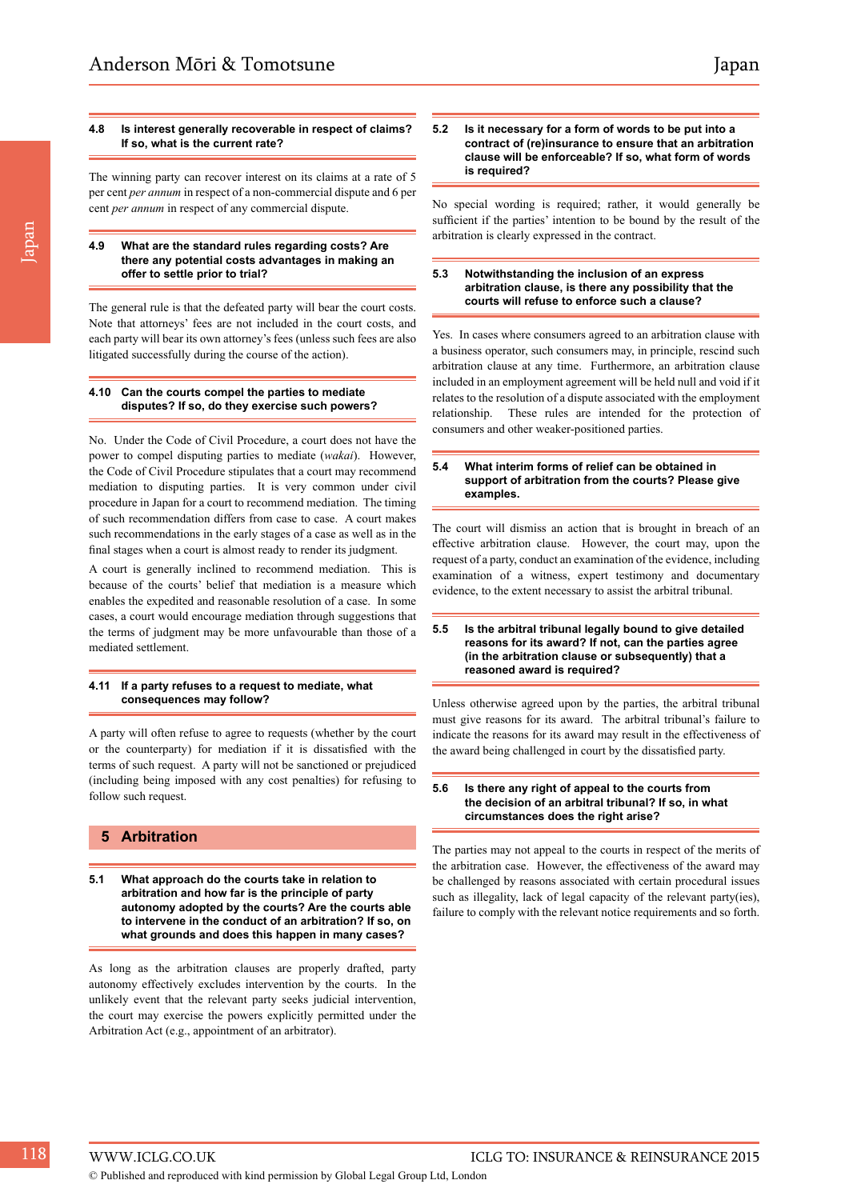### 4.8 Is interest generally recoverable in respect of claims? If so, what is the current rate?

The winning party can recover interest on its claims at a rate of 5 per cent *per annum* in respect of a non-commercial dispute and 6 per cent *per annum* in respect of any commercial dispute.

### 4.9 What are the standard rules regarding costs? Are there any potential costs advantages in making an offer to settle prior to trial?

The general rule is that the defeated party will bear the court costs. Note that attorneys' fees are not included in the court costs, and each party will bear its own attorney's fees (unless such fees are also litigated successfully during the course of the action).

### 4.10 Can the courts compel the parties to mediate disputes? If so, do they exercise such powers?

No. Under the Code of Civil Procedure, a court does not have the power to compel disputing parties to mediate (*wakai*). However, the Code of Civil Procedure stipulates that a court may recommend mediation to disputing parties. It is very common under civil procedure in Japan for a court to recommend mediation. The timing of such recommendations differs from case to case. A court makes such recommendations in the early stages of a case as well as in the final stages when a court is almost ready to render its judgment.

A court is generally inclined to recommend mediation. This is because of the courts' belief that mediation is a measure which enables the expedited and reasonable resolution of a case. In some cases, a court would encourage mediation through suggestions that the terms of judgment may be more unfavourable than those of a mediated settlement.

### 4.11 If a party refuses to a request to mediate, what consequences may follow?

A party will often refuse to agree to requests (whether by the court or the counterparty) for mediation if it is dissatisfied with the terms of such request. A party will not be sanctioned or prejudiced (including being imposed with any cost penalties) for refusing to follow such request.

## 5 Arbitration

### 5.1 What approach do the courts take in relation to arbitration and how far is the principle of party autonomy adopted by the courts? Are the courts able to intervene in the conduct of an arbitration? If so, on what grounds and does this happen in many cases?

As long as the arbitration clauses are properly drafted, party autonomy effectively excludes intervention by the courts. In the unlikely event that the relevant party seeks judicial intervention, the court may exercise the powers explicitly permitted under the Arbitration Act (e.g., appointment of an arbitrator).

### 5.2 Is it necessary for a form of words to be put into a contract of (re)insurance to ensure that an arbitration clause will be enforceable? If so, what form of words is required?

No special wording is required; rather, it would generally be sufficient if the parties' intention to be bound by the result of the arbitration is clearly expressed in the contract.

### 5.3 Notwithstanding the inclusion of an express arbitration clause, is there any possibility that the courts will refuse to enforce such a clause?

Yes. In cases where consumers agreed to an arbitration clause with a business operator, such consumers may, in principle, rescind such arbitration clause at any time. Furthermore, an arbitration clause included in an employment agreement will be held null and void if it relates to the resolution of a dispute associated with the employment relationship. These rules are intended for the protection of consumers and other weaker-positioned parties.

### 5.4 What interim forms of relief can be obtained in support of arbitration from the courts? Please give examples.

The court will dismiss an action that is brought in breach of an effective arbitration clause. However, the court may, upon the request of a party, conduct an examination of the evidence, including examination of a witness, expert testimony and documentary evidence, to the extent necessary to assist the arbitral tribunal.

### 5.5 Is the arbitral tribunal legally bound to give detailed reasons for its award? If not, can the parties agree (in the arbitration clause or subsequently) that a reasoned award is required?

Unless otherwise agreed upon by the parties, the arbitral tribunal must give reasons for its award. The arbitral tribunal's failure to indicate the reasons for its award may result in the effectiveness of the award being challenged in court by the dissatisfied party.

### 5.6 Is there any right of appeal to the courts from the decision of an arbitral tribunal? If so, in what circumstances does the right arise?

The parties may not appeal to the courts in respect of the merits of the arbitration case. However, the effectiveness of the award may be challenged by reasons associated with certain procedural issues such as illegality, lack of legal capacity of the relevant party(ies), failure to comply with the relevant notice requirements and so forth.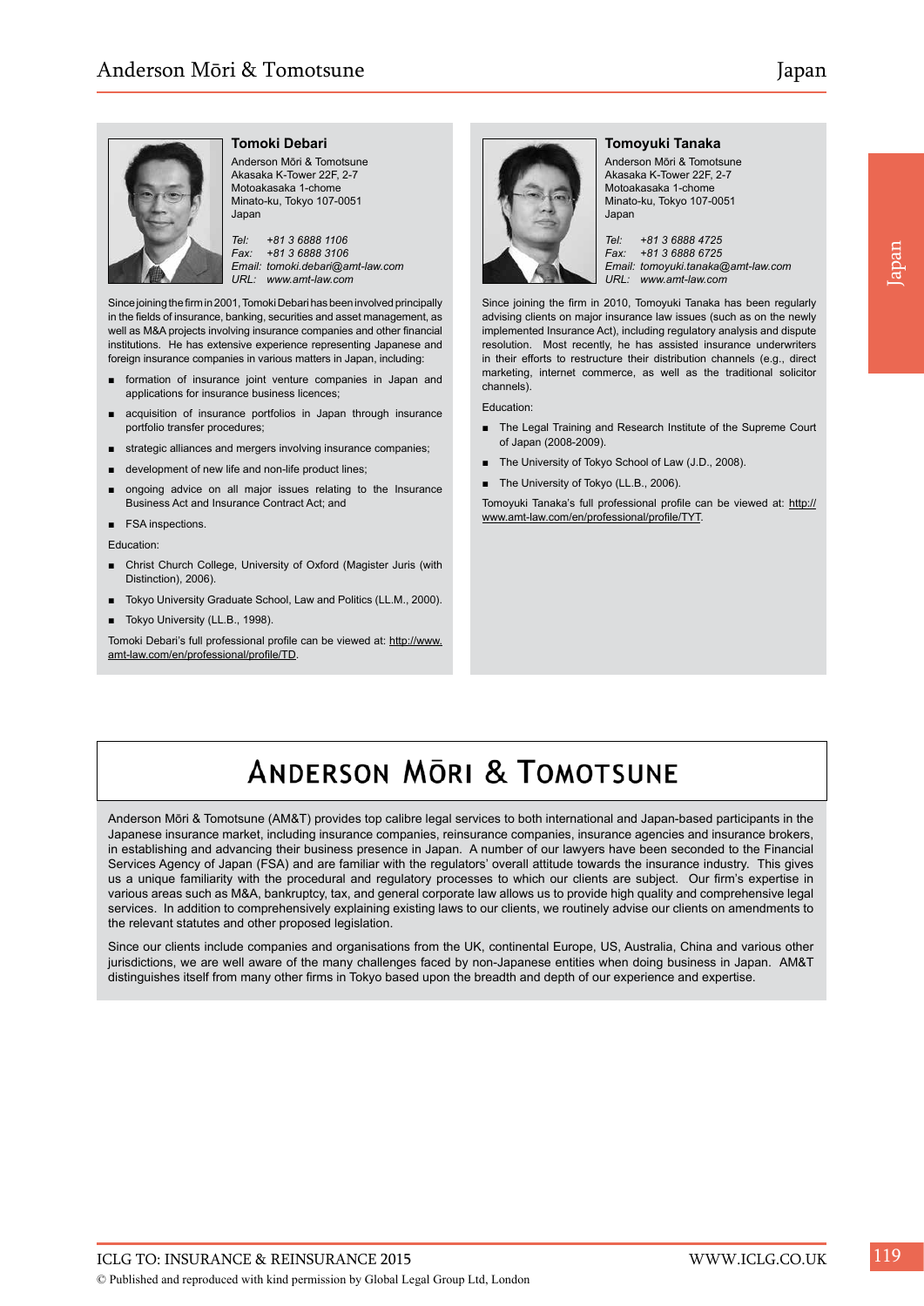### Tomoki Debari

Anderson Mōri & Tomotsune
Akasaka K-Tower 22F, 2-7
Motoakasaka 1-chome
Minato-ku, Tokyo 107-0051
Japan

*Tel: +81 3 6888 1106*
*Fax: +81 3 6888 3106*
*Email: tomoki.debari@amt-law.com*
*URL: www.amt-law.com*

Since joining the firm in 2001, Tomoki Debari has been involved principally in the fields of insurance, banking, securities and asset management, as well as M&A projects involving insurance companies and other financial institutions. He has extensive experience representing Japanese and foreign insurance companies in various matters in Japan, including:

- formation of insurance joint venture companies in Japan and applications for insurance business licences;
- acquisition of insurance portfolios in Japan through insurance portfolio transfer procedures;
- strategic alliances and mergers involving insurance companies;
- development of new life and non-life product lines;
- ongoing advice on all major issues relating to the Insurance Business Act and Insurance Contract Act; and
- FSA inspections.

Education:

- Christ Church College, University of Oxford (Magister Juris (with Distinction), 2006).
- Tokyo University Graduate School, Law and Politics (LL.M., 2000).
- Tokyo University (LL.B., 1998).

Tomoki Debari's full professional profile can be viewed at: http://www.amt-law.com/en/professional/profile/TD.

### Tomoyuki Tanaka

Anderson Mōri & Tomotsune
Akasaka K-Tower 22F, 2-7
Motoakasaka 1-chome
Minato-ku, Tokyo 107-0051
Japan

*Tel: +81 3 6888 4725*
*Fax: +81 3 6888 6725*
*Email: tomoyuki.tanaka@amt-law.com*
*URL: www.amt-law.com*

Since joining the firm in 2010, Tomoyuki Tanaka has been regularly advising clients on major insurance law issues (such as on the newly implemented Insurance Act), including regulatory analysis and dispute resolution. Most recently, he has assisted insurance underwriters in their efforts to restructure their distribution channels (e.g., direct marketing, internet commerce, as well as the traditional solicitor channels).

Education:

- The Legal Training and Research Institute of the Supreme Court of Japan (2008-2009).
- The University of Tokyo School of Law (J.D., 2008).
- The University of Tokyo (LL.B., 2006).

Tomoyuki Tanaka's full professional profile can be viewed at: http://www.amt-law.com/en/professional/profile/TYT.

## ANDERSON MŌRI & TOMOTSUNE

Anderson Mōri & Tomotsune (AM&T) provides top calibre legal services to both international and Japan-based participants in the Japanese insurance market, including insurance companies, reinsurance companies, insurance agencies and insurance brokers, in establishing and advancing their business presence in Japan. A number of our lawyers have been seconded to the Financial Services Agency of Japan (FSA) and are familiar with the regulators' overall attitude towards the insurance industry. This gives us a unique familiarity with the procedural and regulatory processes to which our clients are subject. Our firm's expertise in various areas such as M&A, bankruptcy, tax, and general corporate law allows us to provide high quality and comprehensive legal services. In addition to comprehensively explaining existing laws to our clients, we routinely advise our clients on amendments to the relevant statutes and other proposed legislation.

Since our clients include companies and organisations from the UK, continental Europe, US, Australia, China and various other jurisdictions, we are well aware of the many challenges faced by non-Japanese entities when doing business in Japan. AM&T distinguishes itself from many other firms in Tokyo based upon the breadth and depth of our experience and expertise.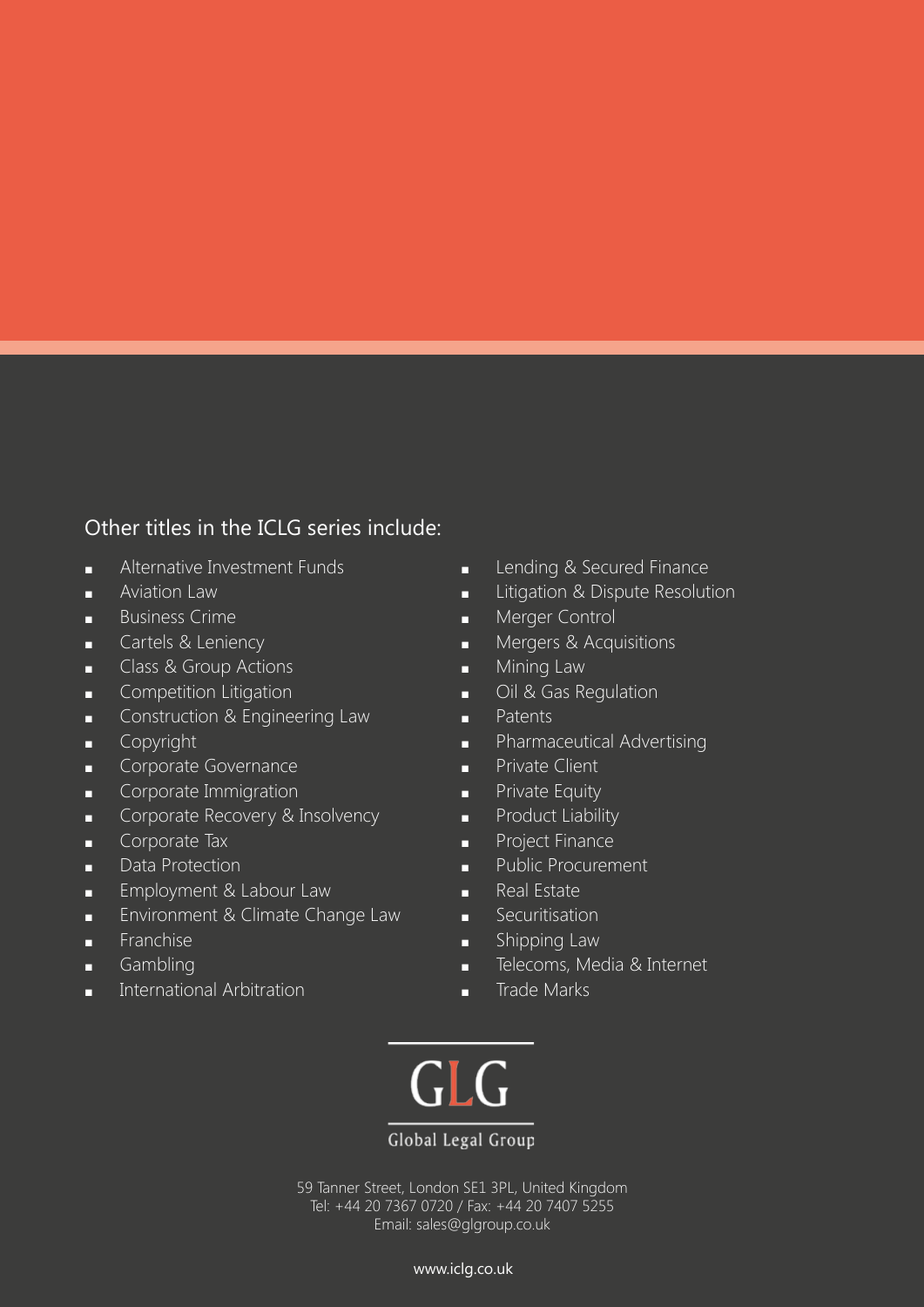Other titles in the ICLG series include:

- Alternative Investment Funds
- Aviation Law
- Business Crime
- Cartels & Leniency
- Class & Group Actions
- Competition Litigation
- Construction & Engineering Law
- Copyright
- Corporate Governance
- Corporate Immigration
- Corporate Recovery & Insolvency
- Corporate Tax
- Data Protection
- Employment & Labour Law
- Environment & Climate Change Law
- Franchise
- Gambling
- International Arbitration
- Lending & Secured Finance
- Litigation & Dispute Resolution
- Merger Control
- Mergers & Acquisitions
- Mining Law
- Oil & Gas Regulation
- Patents
- Pharmaceutical Advertising
- Private Client
- Private Equity
- Product Liability
- Project Finance
- Public Procurement
- Real Estate
- Securitisation
- Shipping Law
- Telecoms, Media & Internet
- Trade Marks

GLG

Global Legal Group

59 Tanner Street, London SE1 3PL, United Kingdom
Tel: +44 20 7367 0720 / Fax: +44 20 7407 5255
Email: sales@glgroup.co.uk

www.iclg.co.uk